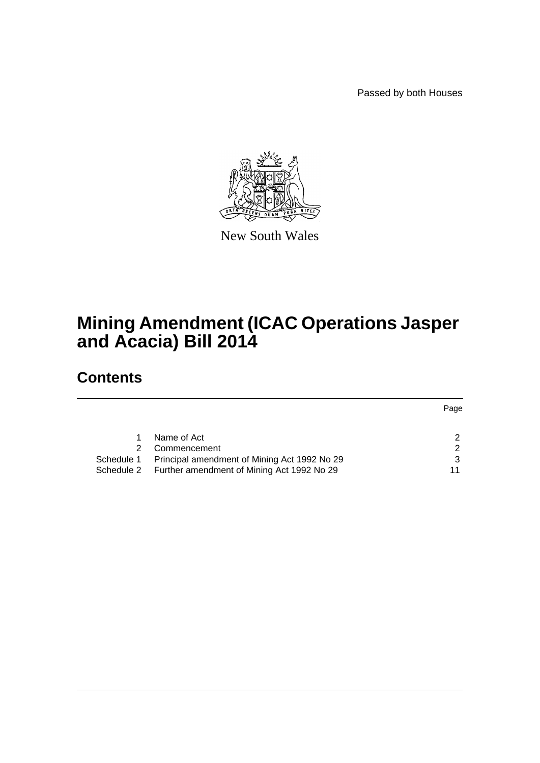Passed by both Houses

New South Wales

# Mining Amendment (ICAC Operations Jasper and Acacia) Bill 2014

## Contents

| | | Page |
|---|---|---|
| 1 | Name of Act | 2 |
| 2 | Commencement | 2 |
| Schedule 1 | Principal amendment of Mining Act 1992 No 29 | 3 |
| Schedule 2 | Further amendment of Mining Act 1992 No 29 | 11 |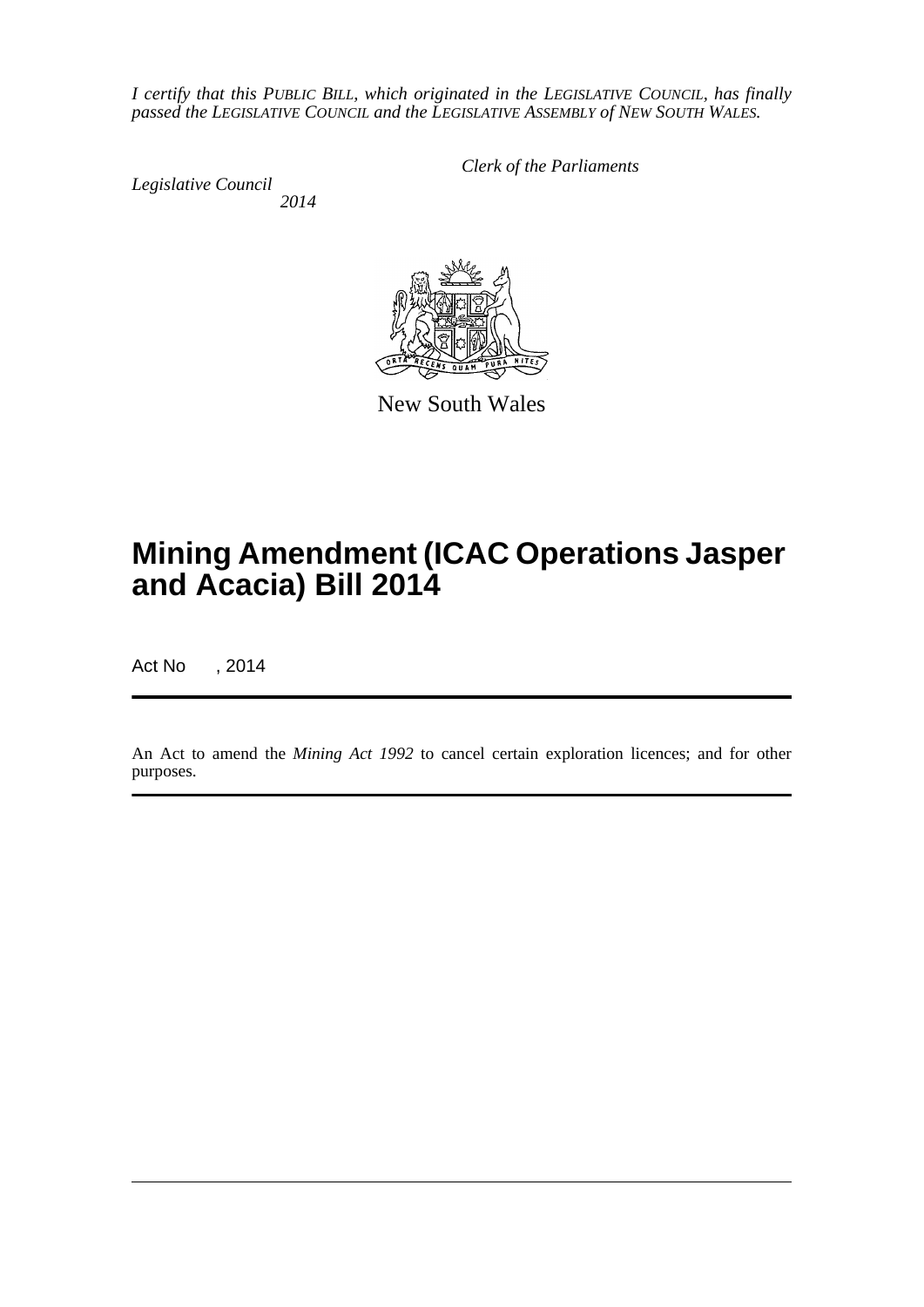*I certify that this PUBLIC BILL, which originated in the LEGISLATIVE COUNCIL, has finally passed the LEGISLATIVE COUNCIL and the LEGISLATIVE ASSEMBLY of NEW SOUTH WALES.*

*Clerk of the Parliaments*

*Legislative Council*
*2014*

New South Wales

# Mining Amendment (ICAC Operations Jasper and Acacia) Bill 2014

Act No , 2014

An Act to amend the *Mining Act 1992* to cancel certain exploration licences; and for other purposes.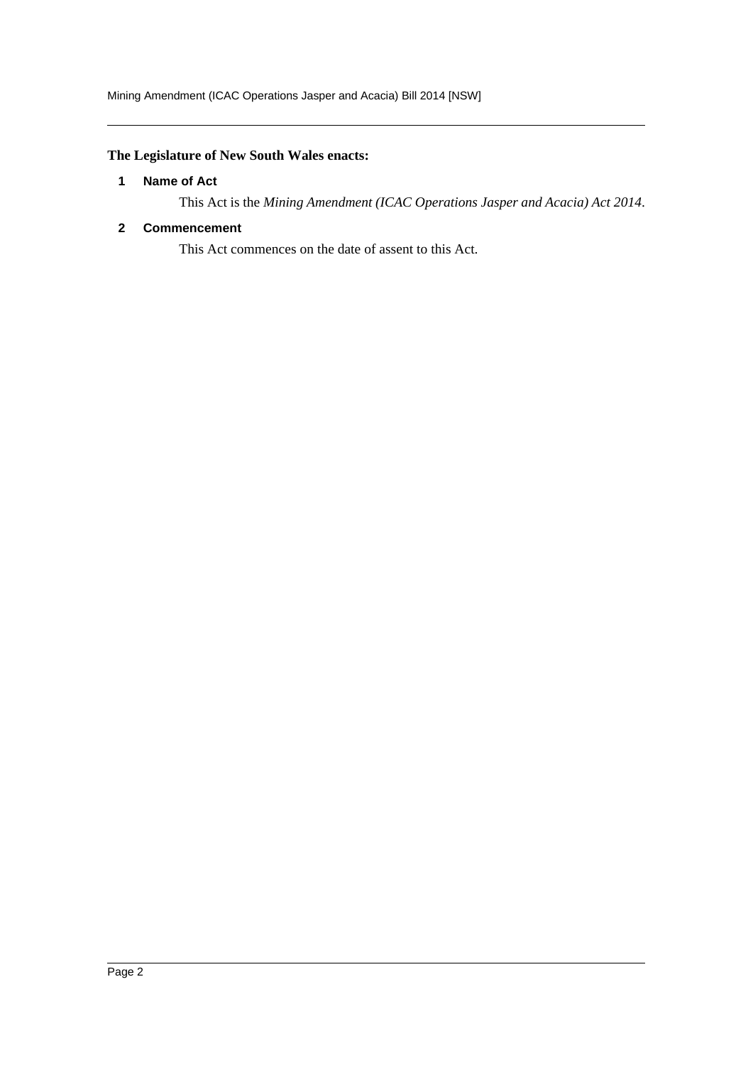**The Legislature of New South Wales enacts:**

### 1 Name of Act

This Act is the *Mining Amendment (ICAC Operations Jasper and Acacia) Act 2014*.

### 2 Commencement

This Act commences on the date of assent to this Act.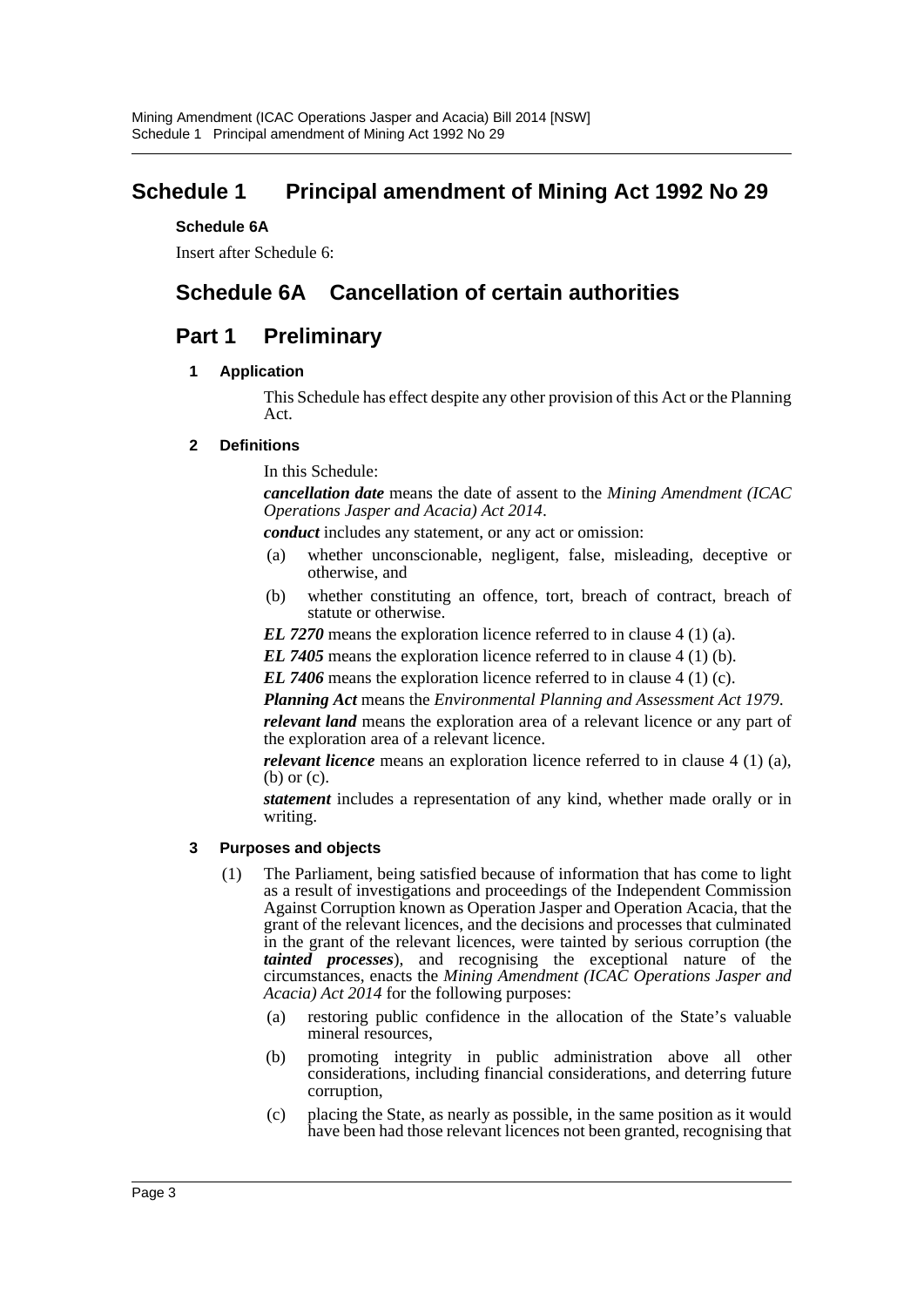# Schedule 1 Principal amendment of Mining Act 1992 No 29

**Schedule 6A**

Insert after Schedule 6:

## Schedule 6A Cancellation of certain authorities

## Part 1 Preliminary

### 1 Application

This Schedule has effect despite any other provision of this Act or the Planning Act.

### 2 Definitions

In this Schedule:

***cancellation date*** means the date of assent to the *Mining Amendment (ICAC Operations Jasper and Acacia) Act 2014*.

***conduct*** includes any statement, or any act or omission:

(a) whether unconscionable, negligent, false, misleading, deceptive or otherwise, and

(b) whether constituting an offence, tort, breach of contract, breach of statute or otherwise.

***EL 7270*** means the exploration licence referred to in clause 4 (1) (a).

***EL 7405*** means the exploration licence referred to in clause 4 (1) (b).

***EL 7406*** means the exploration licence referred to in clause 4 (1) (c).

***Planning Act*** means the *Environmental Planning and Assessment Act 1979*.

***relevant land*** means the exploration area of a relevant licence or any part of the exploration area of a relevant licence.

***relevant licence*** means an exploration licence referred to in clause 4 (1) (a), (b) or (c).

***statement*** includes a representation of any kind, whether made orally or in writing.

### 3 Purposes and objects

(1) The Parliament, being satisfied because of information that has come to light as a result of investigations and proceedings of the Independent Commission Against Corruption known as Operation Jasper and Operation Acacia, that the grant of the relevant licences, and the decisions and processes that culminated in the grant of the relevant licences, were tainted by serious corruption (the ***tainted processes***), and recognising the exceptional nature of the circumstances, enacts the *Mining Amendment (ICAC Operations Jasper and Acacia) Act 2014* for the following purposes:

(a) restoring public confidence in the allocation of the State's valuable mineral resources,

(b) promoting integrity in public administration above all other considerations, including financial considerations, and deterring future corruption,

(c) placing the State, as nearly as possible, in the same position as it would have been had those relevant licences not been granted, recognising that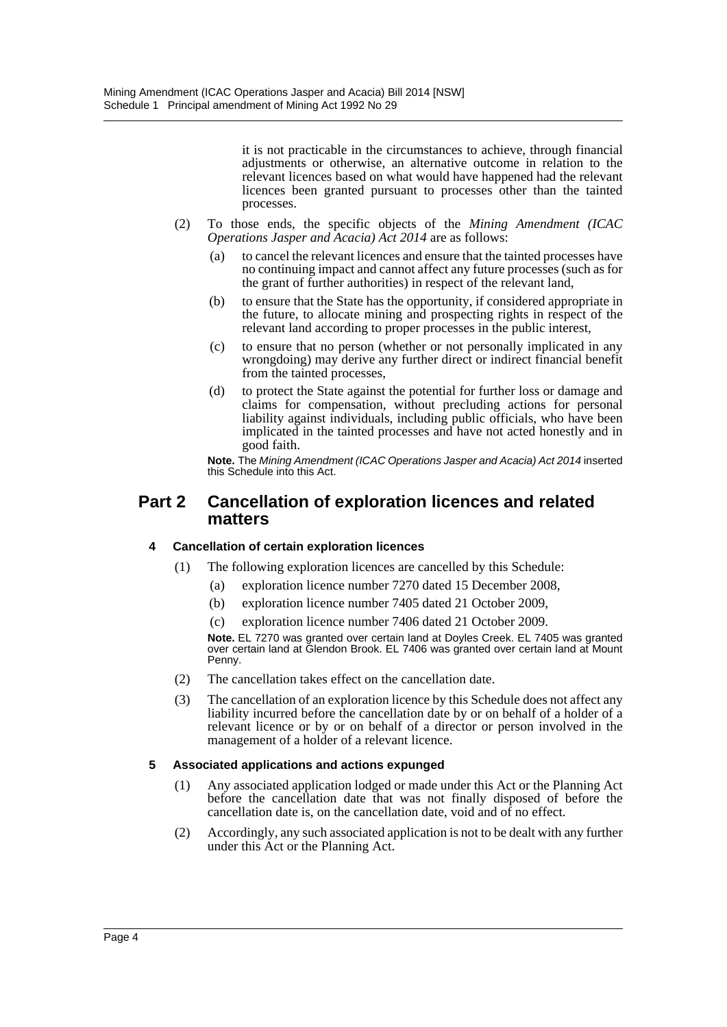it is not practicable in the circumstances to achieve, through financial adjustments or otherwise, an alternative outcome in relation to the relevant licences based on what would have happened had the relevant licences been granted pursuant to processes other than the tainted processes.

(2) To those ends, the specific objects of the *Mining Amendment (ICAC Operations Jasper and Acacia) Act 2014* are as follows:

(a) to cancel the relevant licences and ensure that the tainted processes have no continuing impact and cannot affect any future processes (such as for the grant of further authorities) in respect of the relevant land,

(b) to ensure that the State has the opportunity, if considered appropriate in the future, to allocate mining and prospecting rights in respect of the relevant land according to proper processes in the public interest,

(c) to ensure that no person (whether or not personally implicated in any wrongdoing) may derive any further direct or indirect financial benefit from the tainted processes,

(d) to protect the State against the potential for further loss or damage and claims for compensation, without precluding actions for personal liability against individuals, including public officials, who have been implicated in the tainted processes and have not acted honestly and in good faith.

**Note.** The *Mining Amendment (ICAC Operations Jasper and Acacia) Act 2014* inserted this Schedule into this Act.

## Part 2 Cancellation of exploration licences and related matters

### 4 Cancellation of certain exploration licences

(1) The following exploration licences are cancelled by this Schedule:

(a) exploration licence number 7270 dated 15 December 2008,

(b) exploration licence number 7405 dated 21 October 2009,

(c) exploration licence number 7406 dated 21 October 2009.

**Note.** EL 7270 was granted over certain land at Doyles Creek. EL 7405 was granted over certain land at Glendon Brook. EL 7406 was granted over certain land at Mount Penny.

(2) The cancellation takes effect on the cancellation date.

(3) The cancellation of an exploration licence by this Schedule does not affect any liability incurred before the cancellation date by or on behalf of a holder of a relevant licence or by or on behalf of a director or person involved in the management of a holder of a relevant licence.

### 5 Associated applications and actions expunged

(1) Any associated application lodged or made under this Act or the Planning Act before the cancellation date that was not finally disposed of before the cancellation date is, on the cancellation date, void and of no effect.

(2) Accordingly, any such associated application is not to be dealt with any further under this Act or the Planning Act.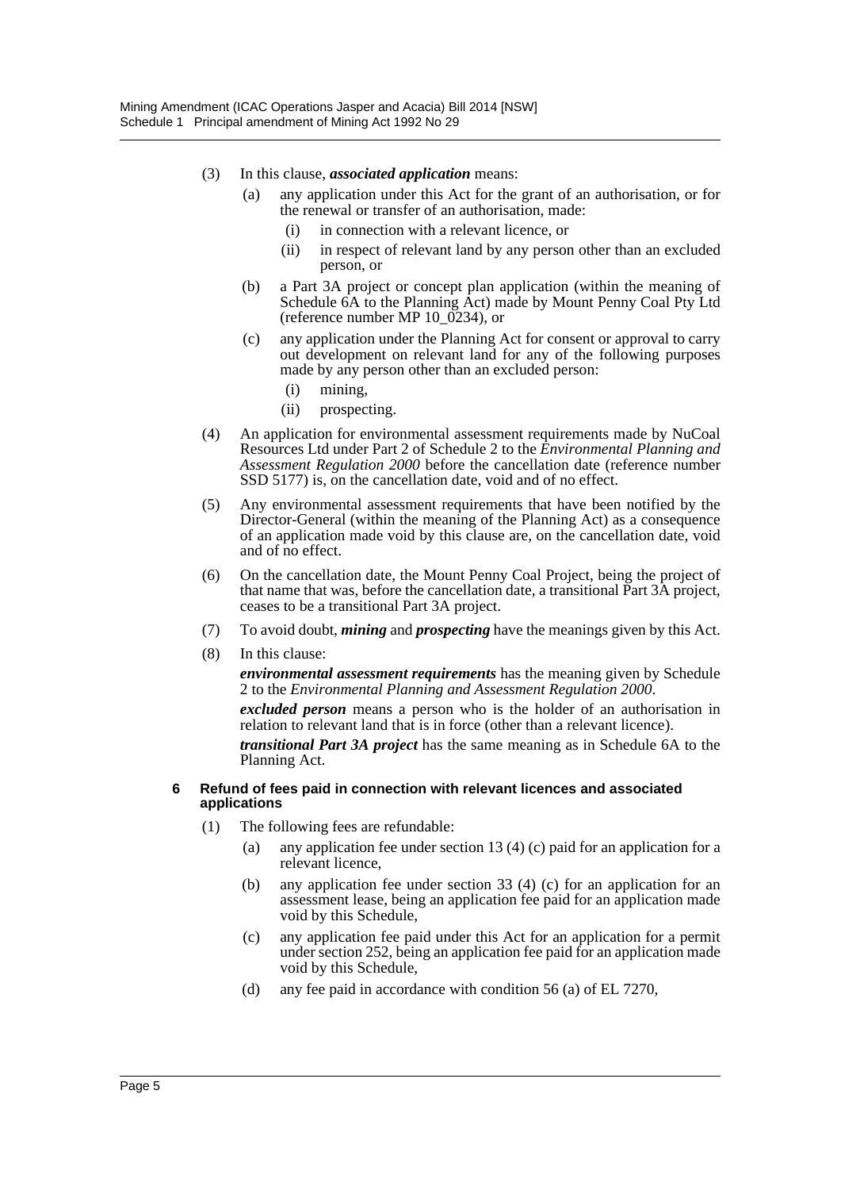(3) In this clause, ***associated application*** means:

(a) any application under this Act for the grant of an authorisation, or for the renewal or transfer of an authorisation, made:

(i) in connection with a relevant licence, or

(ii) in respect of relevant land by any person other than an excluded person, or

(b) a Part 3A project or concept plan application (within the meaning of Schedule 6A to the Planning Act) made by Mount Penny Coal Pty Ltd (reference number MP 10_0234), or

(c) any application under the Planning Act for consent or approval to carry out development on relevant land for any of the following purposes made by any person other than an excluded person:

(i) mining,

(ii) prospecting.

(4) An application for environmental assessment requirements made by NuCoal Resources Ltd under Part 2 of Schedule 2 to the *Environmental Planning and Assessment Regulation 2000* before the cancellation date (reference number SSD 5177) is, on the cancellation date, void and of no effect.

(5) Any environmental assessment requirements that have been notified by the Director-General (within the meaning of the Planning Act) as a consequence of an application made void by this clause are, on the cancellation date, void and of no effect.

(6) On the cancellation date, the Mount Penny Coal Project, being the project of that name that was, before the cancellation date, a transitional Part 3A project, ceases to be a transitional Part 3A project.

(7) To avoid doubt, ***mining*** and ***prospecting*** have the meanings given by this Act.

(8) In this clause:

***environmental assessment requirements*** has the meaning given by Schedule 2 to the *Environmental Planning and Assessment Regulation 2000*.

***excluded person*** means a person who is the holder of an authorisation in relation to relevant land that is in force (other than a relevant licence).

***transitional Part 3A project*** has the same meaning as in Schedule 6A to the Planning Act.

#### 6 Refund of fees paid in connection with relevant licences and associated applications

(1) The following fees are refundable:

(a) any application fee under section 13 (4) (c) paid for an application for a relevant licence,

(b) any application fee under section 33 (4) (c) for an application for an assessment lease, being an application fee paid for an application made void by this Schedule,

(c) any application fee paid under this Act for an application for a permit under section 252, being an application fee paid for an application made void by this Schedule,

(d) any fee paid in accordance with condition 56 (a) of EL 7270,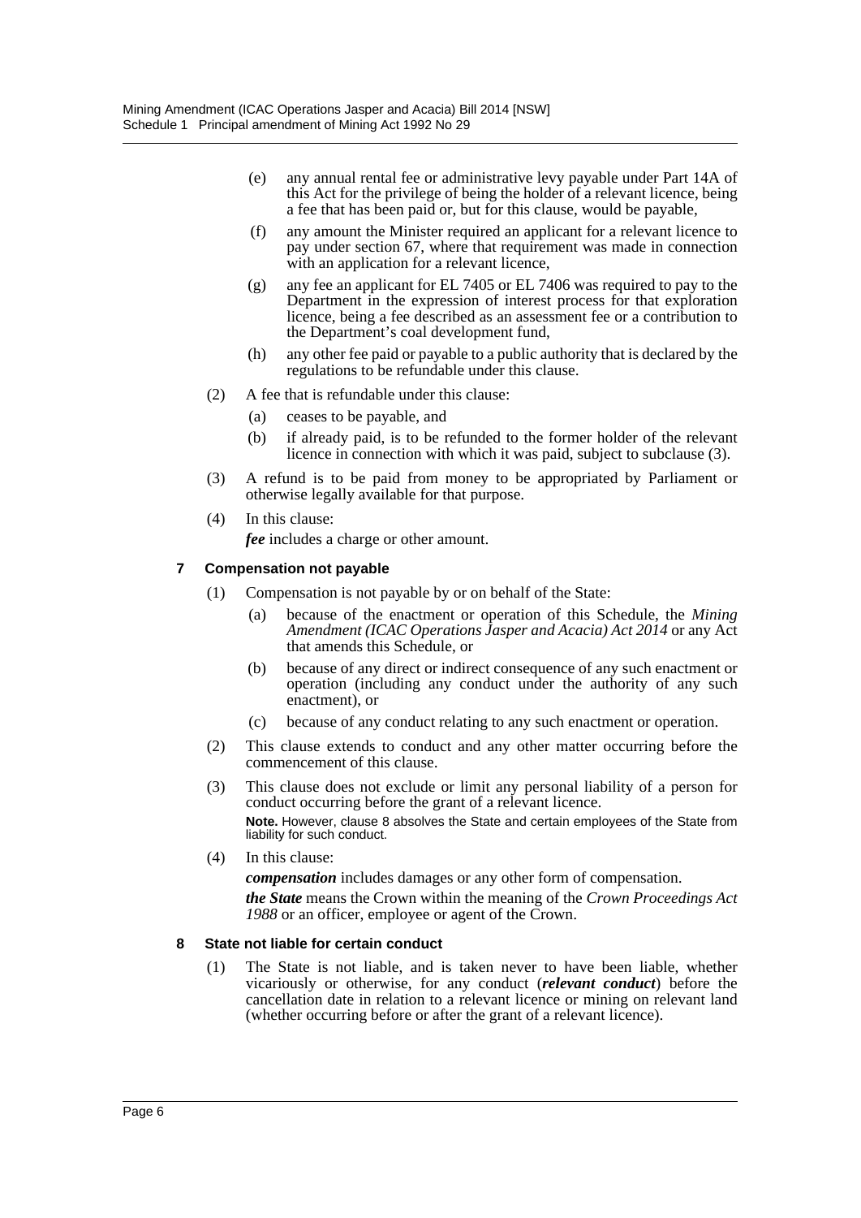(e) any annual rental fee or administrative levy payable under Part 14A of this Act for the privilege of being the holder of a relevant licence, being a fee that has been paid or, but for this clause, would be payable,

(f) any amount the Minister required an applicant for a relevant licence to pay under section 67, where that requirement was made in connection with an application for a relevant licence,

(g) any fee an applicant for EL 7405 or EL 7406 was required to pay to the Department in the expression of interest process for that exploration licence, being a fee described as an assessment fee or a contribution to the Department's coal development fund,

(h) any other fee paid or payable to a public authority that is declared by the regulations to be refundable under this clause.

(2) A fee that is refundable under this clause:

(a) ceases to be payable, and

(b) if already paid, is to be refunded to the former holder of the relevant licence in connection with which it was paid, subject to subclause (3).

(3) A refund is to be paid from money to be appropriated by Parliament or otherwise legally available for that purpose.

(4) In this clause:

***fee*** includes a charge or other amount.

### 7 Compensation not payable

(1) Compensation is not payable by or on behalf of the State:

(a) because of the enactment or operation of this Schedule, the *Mining Amendment (ICAC Operations Jasper and Acacia) Act 2014* or any Act that amends this Schedule, or

(b) because of any direct or indirect consequence of any such enactment or operation (including any conduct under the authority of any such enactment), or

(c) because of any conduct relating to any such enactment or operation.

(2) This clause extends to conduct and any other matter occurring before the commencement of this clause.

(3) This clause does not exclude or limit any personal liability of a person for conduct occurring before the grant of a relevant licence.

**Note.** However, clause 8 absolves the State and certain employees of the State from liability for such conduct.

(4) In this clause:

***compensation*** includes damages or any other form of compensation.

***the State*** means the Crown within the meaning of the *Crown Proceedings Act 1988* or an officer, employee or agent of the Crown.

### 8 State not liable for certain conduct

(1) The State is not liable, and is taken never to have been liable, whether vicariously or otherwise, for any conduct (***relevant conduct***) before the cancellation date in relation to a relevant licence or mining on relevant land (whether occurring before or after the grant of a relevant licence).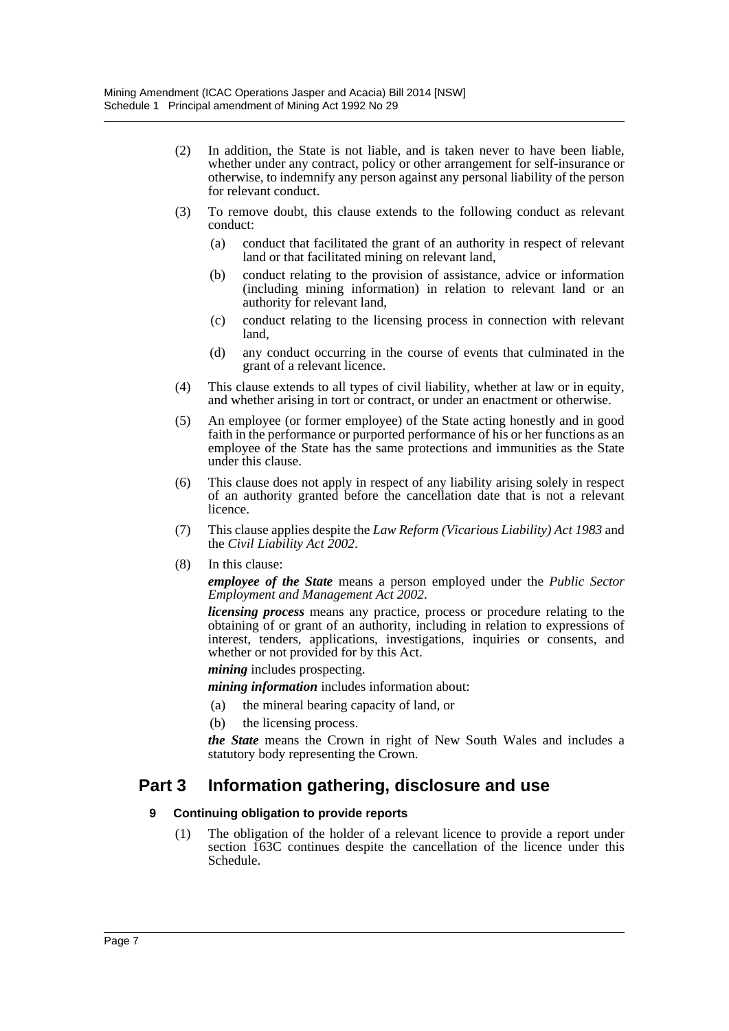(2) In addition, the State is not liable, and is taken never to have been liable, whether under any contract, policy or other arrangement for self-insurance or otherwise, to indemnify any person against any personal liability of the person for relevant conduct.

(3) To remove doubt, this clause extends to the following conduct as relevant conduct:

- (a) conduct that facilitated the grant of an authority in respect of relevant land or that facilitated mining on relevant land,
- (b) conduct relating to the provision of assistance, advice or information (including mining information) in relation to relevant land or an authority for relevant land,
- (c) conduct relating to the licensing process in connection with relevant land,
- (d) any conduct occurring in the course of events that culminated in the grant of a relevant licence.

(4) This clause extends to all types of civil liability, whether at law or in equity, and whether arising in tort or contract, or under an enactment or otherwise.

(5) An employee (or former employee) of the State acting honestly and in good faith in the performance or purported performance of his or her functions as an employee of the State has the same protections and immunities as the State under this clause.

(6) This clause does not apply in respect of any liability arising solely in respect of an authority granted before the cancellation date that is not a relevant licence.

(7) This clause applies despite the *Law Reform (Vicarious Liability) Act 1983* and the *Civil Liability Act 2002*.

(8) In this clause:

***employee of the State*** means a person employed under the *Public Sector Employment and Management Act 2002*.

***licensing process*** means any practice, process or procedure relating to the obtaining of or grant of an authority, including in relation to expressions of interest, tenders, applications, investigations, inquiries or consents, and whether or not provided for by this Act.

***mining*** includes prospecting.

***mining information*** includes information about:

- (a) the mineral bearing capacity of land, or
- (b) the licensing process.

***the State*** means the Crown in right of New South Wales and includes a statutory body representing the Crown.

## Part 3 Information gathering, disclosure and use

### 9 Continuing obligation to provide reports

(1) The obligation of the holder of a relevant licence to provide a report under section 163C continues despite the cancellation of the licence under this Schedule.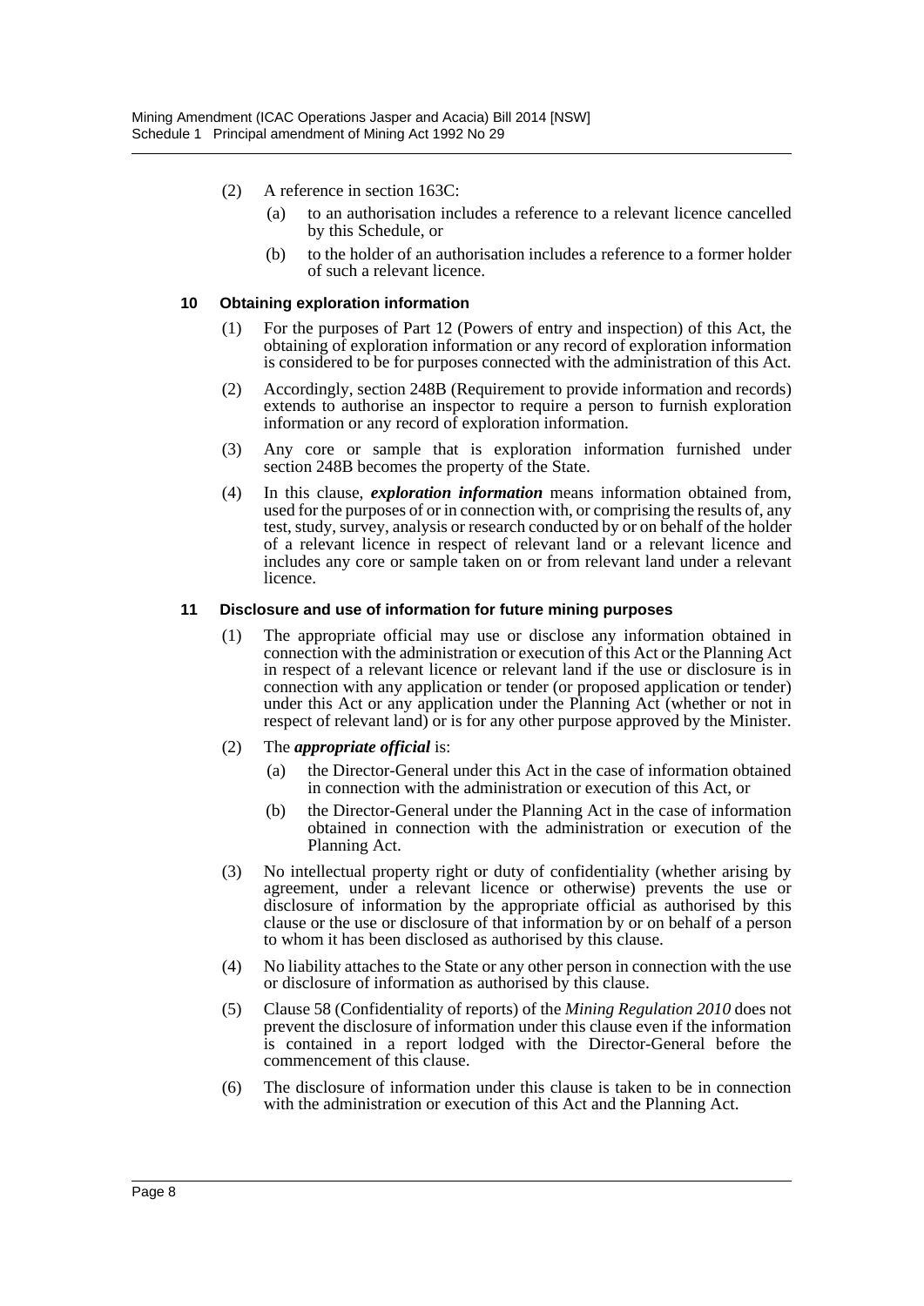(2) A reference in section 163C:

(a) to an authorisation includes a reference to a relevant licence cancelled by this Schedule, or

(b) to the holder of an authorisation includes a reference to a former holder of such a relevant licence.

#### 10 Obtaining exploration information

(1) For the purposes of Part 12 (Powers of entry and inspection) of this Act, the obtaining of exploration information or any record of exploration information is considered to be for purposes connected with the administration of this Act.

(2) Accordingly, section 248B (Requirement to provide information and records) extends to authorise an inspector to require a person to furnish exploration information or any record of exploration information.

(3) Any core or sample that is exploration information furnished under section 248B becomes the property of the State.

(4) In this clause, ***exploration information*** means information obtained from, used for the purposes of or in connection with, or comprising the results of, any test, study, survey, analysis or research conducted by or on behalf of the holder of a relevant licence in respect of relevant land or a relevant licence and includes any core or sample taken on or from relevant land under a relevant licence.

#### 11 Disclosure and use of information for future mining purposes

(1) The appropriate official may use or disclose any information obtained in connection with the administration or execution of this Act or the Planning Act in respect of a relevant licence or relevant land if the use or disclosure is in connection with any application or tender (or proposed application or tender) under this Act or any application under the Planning Act (whether or not in respect of relevant land) or is for any other purpose approved by the Minister.

(2) The ***appropriate official*** is:

(a) the Director-General under this Act in the case of information obtained in connection with the administration or execution of this Act, or

(b) the Director-General under the Planning Act in the case of information obtained in connection with the administration or execution of the Planning Act.

(3) No intellectual property right or duty of confidentiality (whether arising by agreement, under a relevant licence or otherwise) prevents the use or disclosure of information by the appropriate official as authorised by this clause or the use or disclosure of that information by or on behalf of a person to whom it has been disclosed as authorised by this clause.

(4) No liability attaches to the State or any other person in connection with the use or disclosure of information as authorised by this clause.

(5) Clause 58 (Confidentiality of reports) of the *Mining Regulation 2010* does not prevent the disclosure of information under this clause even if the information is contained in a report lodged with the Director-General before the commencement of this clause.

(6) The disclosure of information under this clause is taken to be in connection with the administration or execution of this Act and the Planning Act.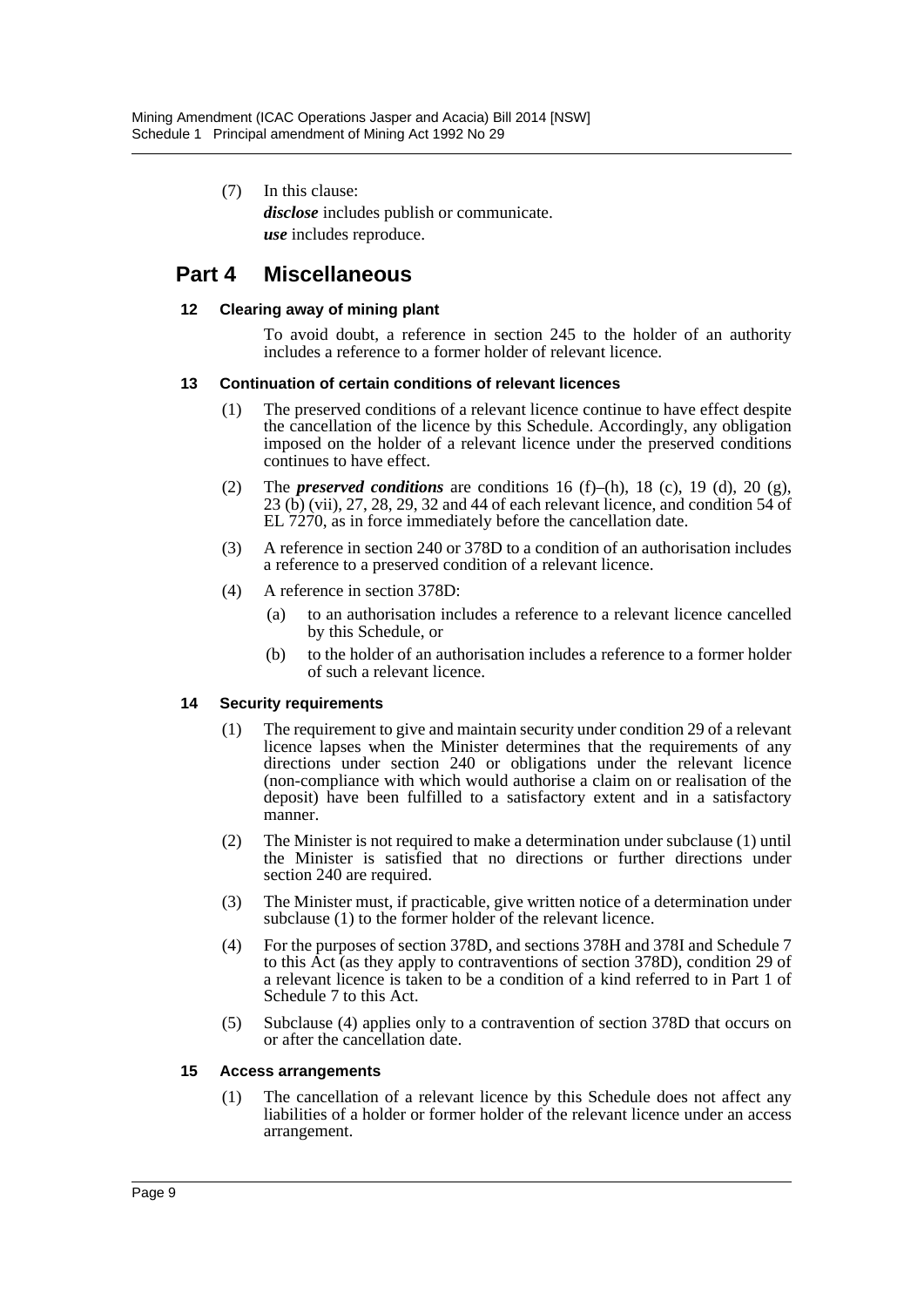(7) In this clause:

***disclose*** includes publish or communicate.

***use*** includes reproduce.

## Part 4 Miscellaneous

### 12 Clearing away of mining plant

To avoid doubt, a reference in section 245 to the holder of an authority includes a reference to a former holder of relevant licence.

### 13 Continuation of certain conditions of relevant licences

(1) The preserved conditions of a relevant licence continue to have effect despite the cancellation of the licence by this Schedule. Accordingly, any obligation imposed on the holder of a relevant licence under the preserved conditions continues to have effect.

(2) The ***preserved conditions*** are conditions 16 (f)–(h), 18 (c), 19 (d), 20 (g), 23 (b) (vii), 27, 28, 29, 32 and 44 of each relevant licence, and condition 54 of EL 7270, as in force immediately before the cancellation date.

(3) A reference in section 240 or 378D to a condition of an authorisation includes a reference to a preserved condition of a relevant licence.

(4) A reference in section 378D:

(a) to an authorisation includes a reference to a relevant licence cancelled by this Schedule, or

(b) to the holder of an authorisation includes a reference to a former holder of such a relevant licence.

### 14 Security requirements

(1) The requirement to give and maintain security under condition 29 of a relevant licence lapses when the Minister determines that the requirements of any directions under section 240 or obligations under the relevant licence (non-compliance with which would authorise a claim on or realisation of the deposit) have been fulfilled to a satisfactory extent and in a satisfactory manner.

(2) The Minister is not required to make a determination under subclause (1) until the Minister is satisfied that no directions or further directions under section 240 are required.

(3) The Minister must, if practicable, give written notice of a determination under subclause (1) to the former holder of the relevant licence.

(4) For the purposes of section 378D, and sections 378H and 378I and Schedule 7 to this Act (as they apply to contraventions of section 378D), condition 29 of a relevant licence is taken to be a condition of a kind referred to in Part 1 of Schedule 7 to this Act.

(5) Subclause (4) applies only to a contravention of section 378D that occurs on or after the cancellation date.

### 15 Access arrangements

(1) The cancellation of a relevant licence by this Schedule does not affect any liabilities of a holder or former holder of the relevant licence under an access arrangement.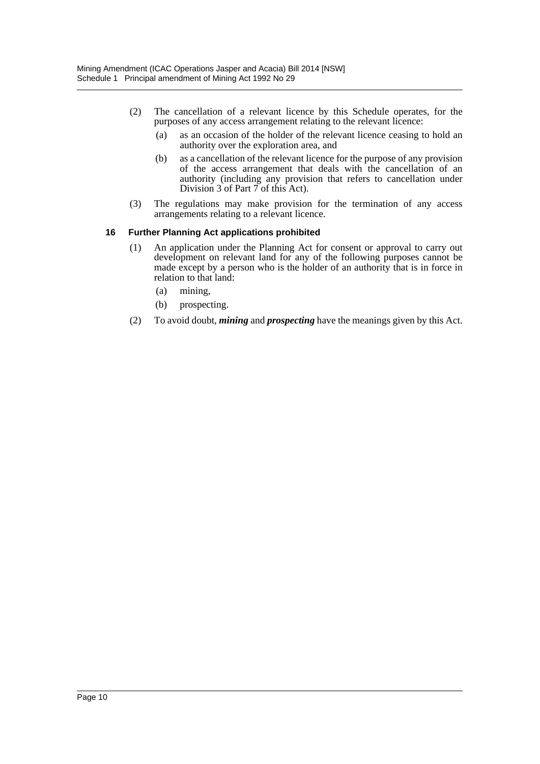(2) The cancellation of a relevant licence by this Schedule operates, for the purposes of any access arrangement relating to the relevant licence:

- (a) as an occasion of the holder of the relevant licence ceasing to hold an authority over the exploration area, and
- (b) as a cancellation of the relevant licence for the purpose of any provision of the access arrangement that deals with the cancellation of an authority (including any provision that refers to cancellation under Division 3 of Part 7 of this Act).

(3) The regulations may make provision for the termination of any access arrangements relating to a relevant licence.

### 16 Further Planning Act applications prohibited

(1) An application under the Planning Act for consent or approval to carry out development on relevant land for any of the following purposes cannot be made except by a person who is the holder of an authority that is in force in relation to that land:

- (a) mining,
- (b) prospecting.

(2) To avoid doubt, ***mining*** and ***prospecting*** have the meanings given by this Act.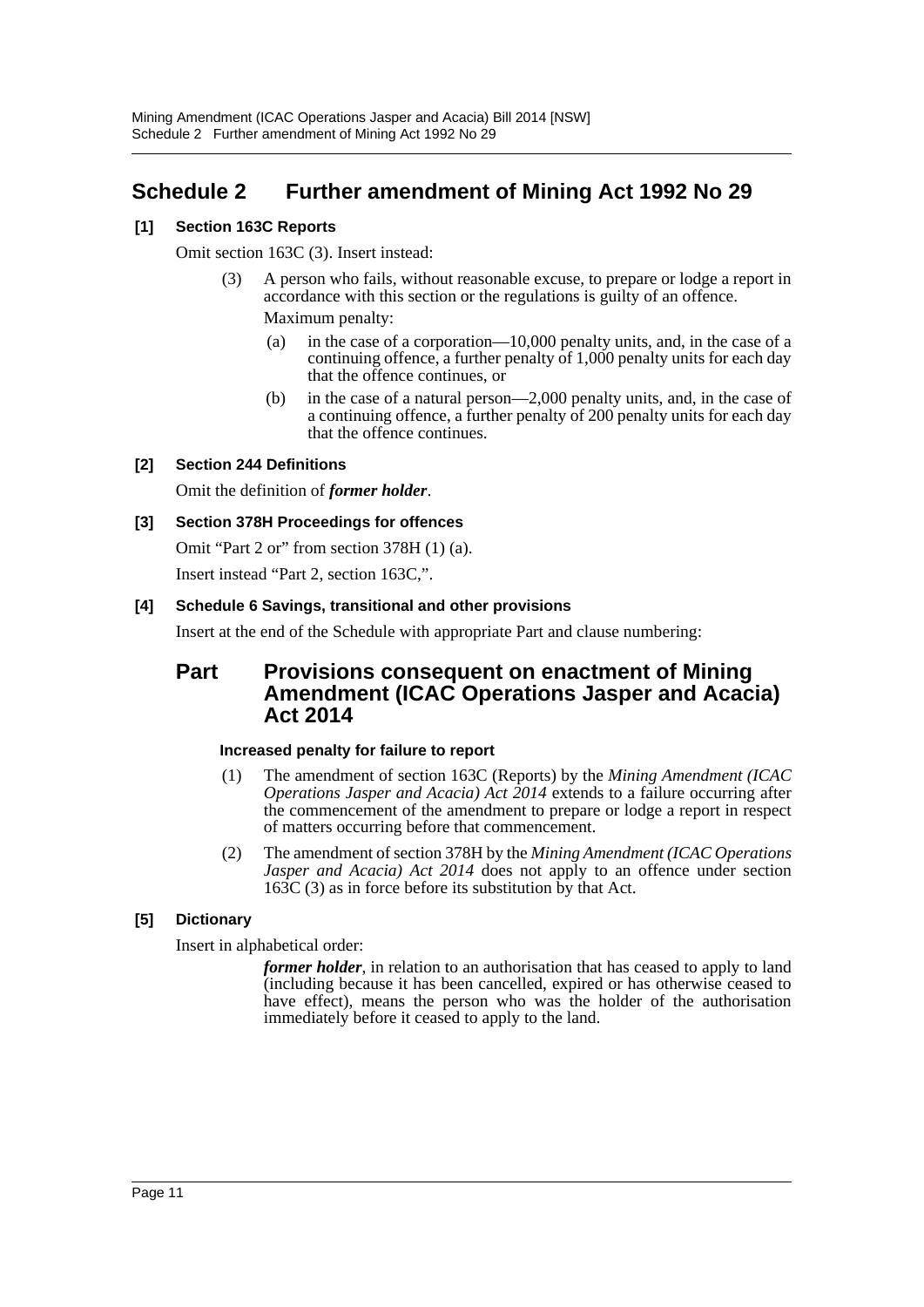# Schedule 2 Further amendment of Mining Act 1992 No 29

### [1] Section 163C Reports

Omit section 163C (3). Insert instead:

(3) A person who fails, without reasonable excuse, to prepare or lodge a report in accordance with this section or the regulations is guilty of an offence.

Maximum penalty:

(a) in the case of a corporation—10,000 penalty units, and, in the case of a continuing offence, a further penalty of 1,000 penalty units for each day that the offence continues, or

(b) in the case of a natural person—2,000 penalty units, and, in the case of a continuing offence, a further penalty of 200 penalty units for each day that the offence continues.

### [2] Section 244 Definitions

Omit the definition of ***former holder***.

### [3] Section 378H Proceedings for offences

Omit "Part 2 or" from section 378H (1) (a).

Insert instead "Part 2, section 163C,".

### [4] Schedule 6 Savings, transitional and other provisions

Insert at the end of the Schedule with appropriate Part and clause numbering:

## Part Provisions consequent on enactment of Mining Amendment (ICAC Operations Jasper and Acacia) Act 2014

#### Increased penalty for failure to report

(1) The amendment of section 163C (Reports) by the *Mining Amendment (ICAC Operations Jasper and Acacia) Act 2014* extends to a failure occurring after the commencement of the amendment to prepare or lodge a report in respect of matters occurring before that commencement.

(2) The amendment of section 378H by the *Mining Amendment (ICAC Operations Jasper and Acacia) Act 2014* does not apply to an offence under section 163C (3) as in force before its substitution by that Act.

### [5] Dictionary

Insert in alphabetical order:

***former holder***, in relation to an authorisation that has ceased to apply to land (including because it has been cancelled, expired or has otherwise ceased to have effect), means the person who was the holder of the authorisation immediately before it ceased to apply to the land.